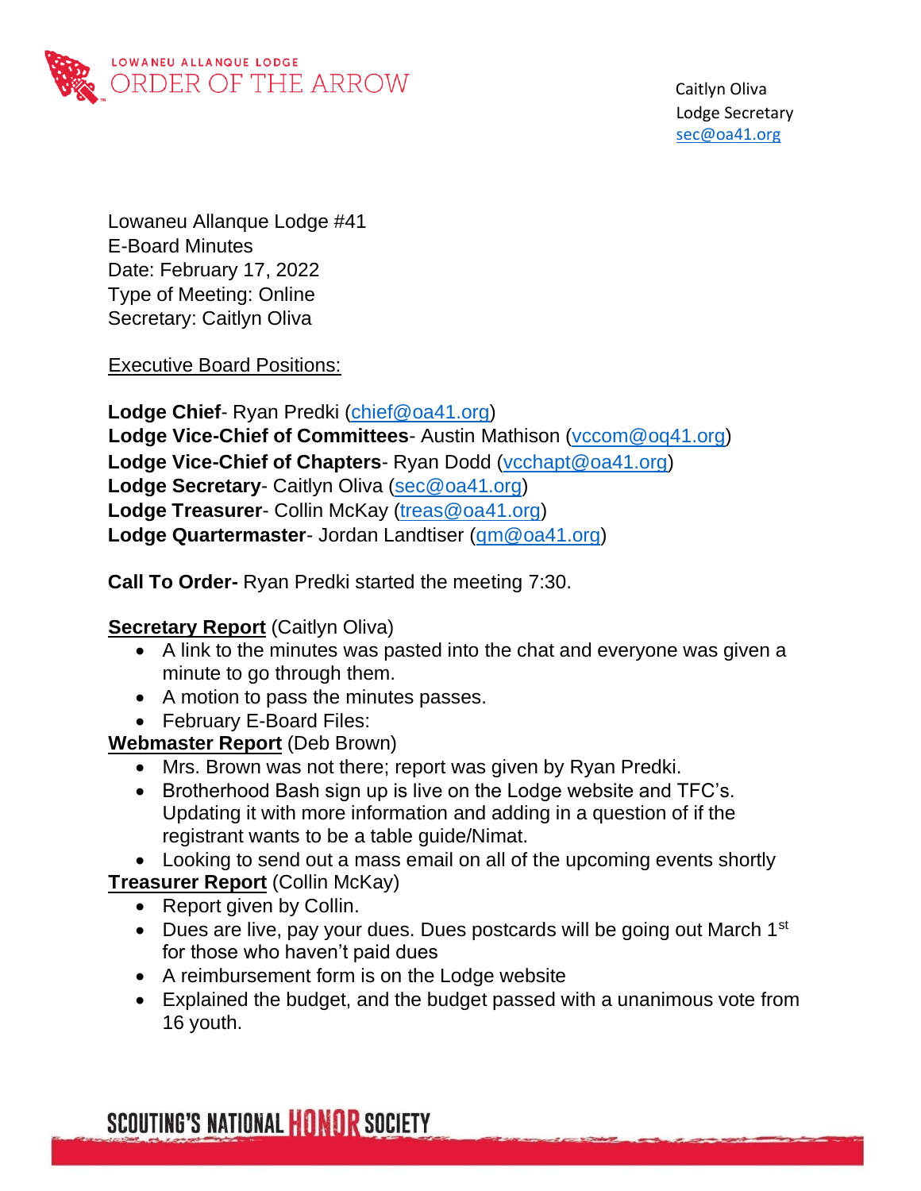LOWANEU ALLANQUE LODGE
ORDER OF THE ARROW

Caitlyn Oliva
Lodge Secretary
sec@oa41.org

Lowaneu Allanque Lodge #41
E-Board Minutes
Date: February 17, 2022
Type of Meeting: Online
Secretary: Caitlyn Oliva

Executive Board Positions:

**Lodge Chief**- Ryan Predki (chief@oa41.org)
**Lodge Vice-Chief of Committees**- Austin Mathison (vccom@oq41.org)
**Lodge Vice-Chief of Chapters**- Ryan Dodd (vcchapt@oa41.org)
**Lodge Secretary**- Caitlyn Oliva (sec@oa41.org)
**Lodge Treasurer**- Collin McKay (treas@oa41.org)
**Lodge Quartermaster**- Jordan Landtiser (qm@oa41.org)

**Call To Order-** Ryan Predki started the meeting 7:30.

**Secretary Report** (Caitlyn Oliva)

- A link to the minutes was pasted into the chat and everyone was given a minute to go through them.
- A motion to pass the minutes passes.
- February E-Board Files:

**Webmaster Report** (Deb Brown)

- Mrs. Brown was not there; report was given by Ryan Predki.
- Brotherhood Bash sign up is live on the Lodge website and TFC's. Updating it with more information and adding in a question of if the registrant wants to be a table guide/Nimat.
- Looking to send out a mass email on all of the upcoming events shortly

**Treasurer Report** (Collin McKay)

- Report given by Collin.
- Dues are live, pay your dues. Dues postcards will be going out March 1st for those who haven't paid dues
- A reimbursement form is on the Lodge website
- Explained the budget, and the budget passed with a unanimous vote from 16 youth.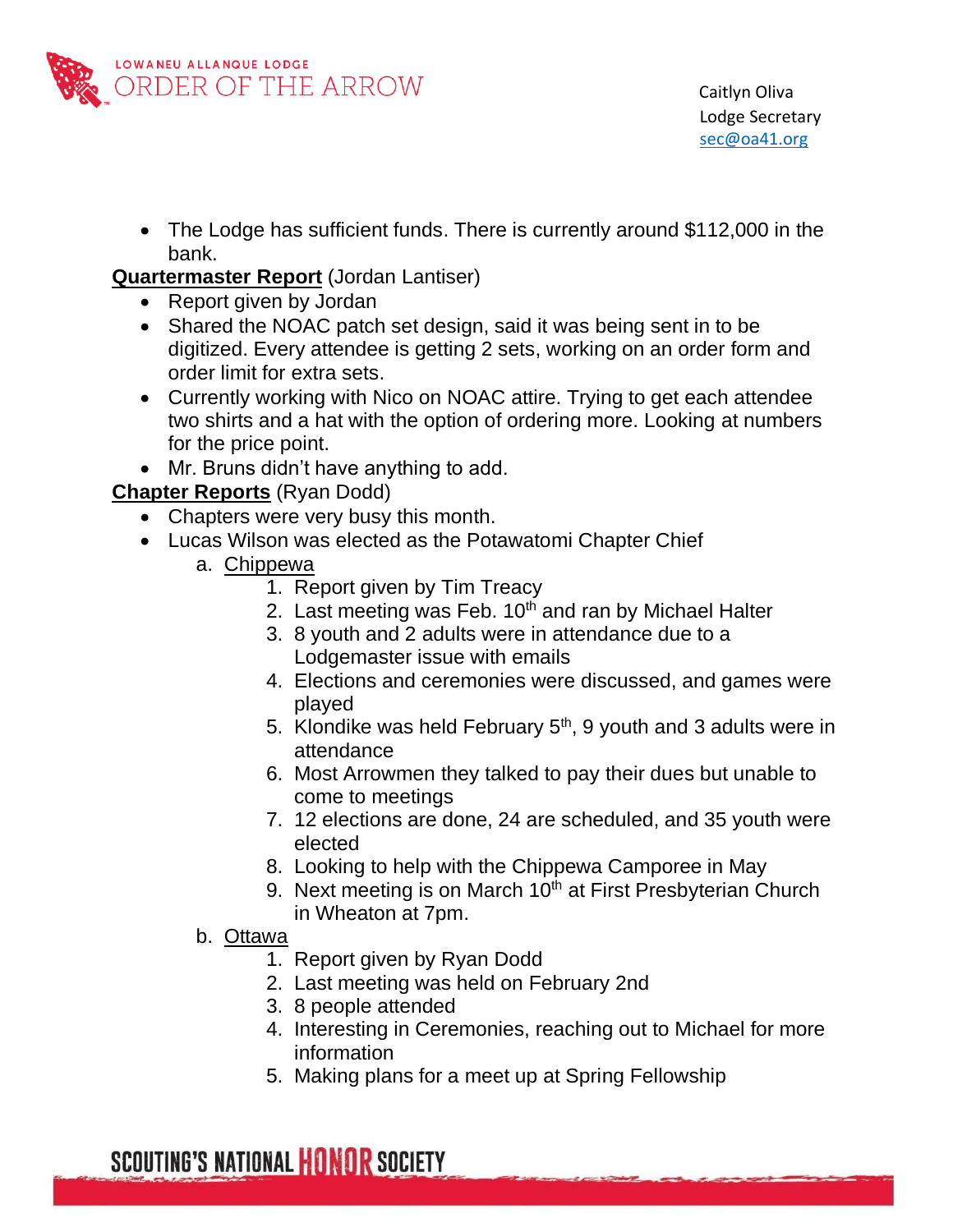- The Lodge has sufficient funds. There is currently around $112,000 in the bank.

**Quartermaster Report** (Jordan Lantiser)

- Report given by Jordan
- Shared the NOAC patch set design, said it was being sent in to be digitized. Every attendee is getting 2 sets, working on an order form and order limit for extra sets.
- Currently working with Nico on NOAC attire. Trying to get each attendee two shirts and a hat with the option of ordering more. Looking at numbers for the price point.
- Mr. Bruns didn't have anything to add.

**Chapter Reports** (Ryan Dodd)

- Chapters were very busy this month.
- Lucas Wilson was elected as the Potawatomi Chapter Chief
  - a. Chippewa
    1. Report given by Tim Treacy
    2. Last meeting was Feb. 10th and ran by Michael Halter
    3. 8 youth and 2 adults were in attendance due to a Lodgemaster issue with emails
    4. Elections and ceremonies were discussed, and games were played
    5. Klondike was held February 5th, 9 youth and 3 adults were in attendance
    6. Most Arrowmen they talked to pay their dues but unable to come to meetings
    7. 12 elections are done, 24 are scheduled, and 35 youth were elected
    8. Looking to help with the Chippewa Camporee in May
    9. Next meeting is on March 10th at First Presbyterian Church in Wheaton at 7pm.
  - b. Ottawa
    1. Report given by Ryan Dodd
    2. Last meeting was held on February 2nd
    3. 8 people attended
    4. Interesting in Ceremonies, reaching out to Michael for more information
    5. Making plans for a meet up at Spring Fellowship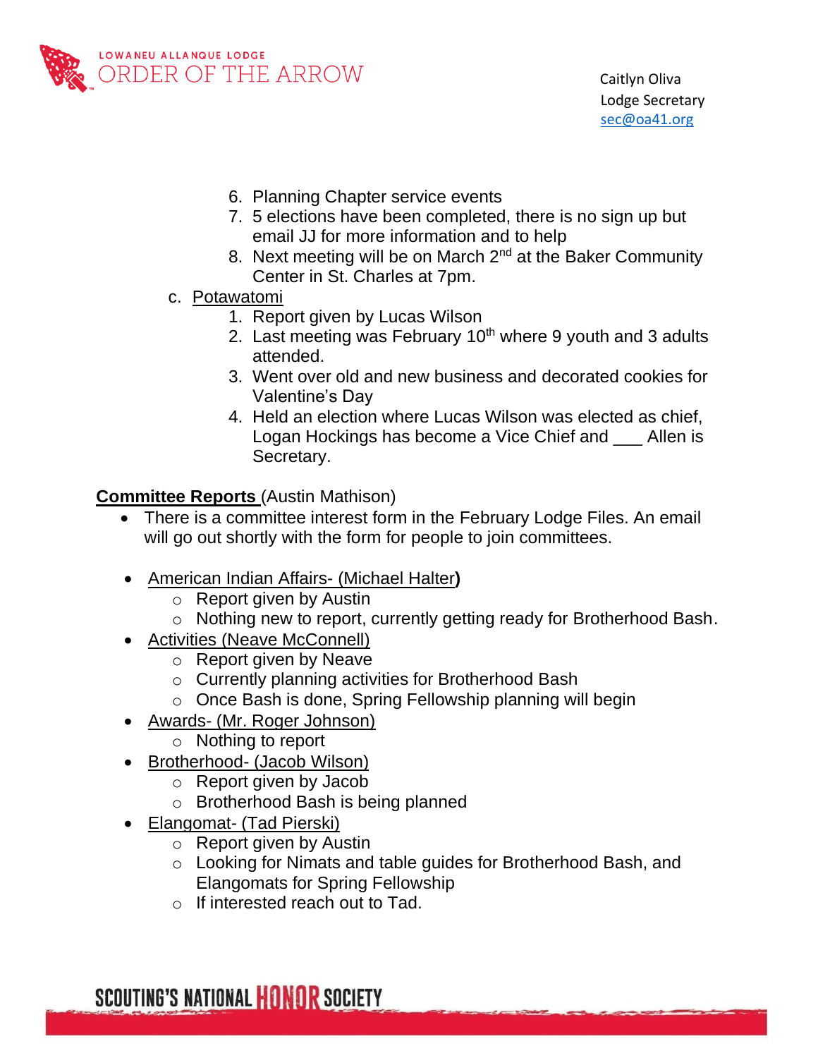6. Planning Chapter service events
7. 5 elections have been completed, there is no sign up but email JJ for more information and to help
8. Next meeting will be on March 2nd at the Baker Community Center in St. Charles at 7pm.

c. Potawatomi
   1. Report given by Lucas Wilson
   2. Last meeting was February 10th where 9 youth and 3 adults attended.
   3. Went over old and new business and decorated cookies for Valentine's Day
   4. Held an election where Lucas Wilson was elected as chief, Logan Hockings has become a Vice Chief and ___ Allen is Secretary.

**Committee Reports** (Austin Mathison)

- There is a committee interest form in the February Lodge Files. An email will go out shortly with the form for people to join committees.

- American Indian Affairs- (Michael Halter**)**
  - Report given by Austin
  - Nothing new to report, currently getting ready for Brotherhood Bash.
- Activities (Neave McConnell)
  - Report given by Neave
  - Currently planning activities for Brotherhood Bash
  - Once Bash is done, Spring Fellowship planning will begin
- Awards- (Mr. Roger Johnson)
  - Nothing to report
- Brotherhood- (Jacob Wilson)
  - Report given by Jacob
  - Brotherhood Bash is being planned
- Elangomat- (Tad Pierski)
  - Report given by Austin
  - Looking for Nimats and table guides for Brotherhood Bash, and Elangomats for Spring Fellowship
  - If interested reach out to Tad.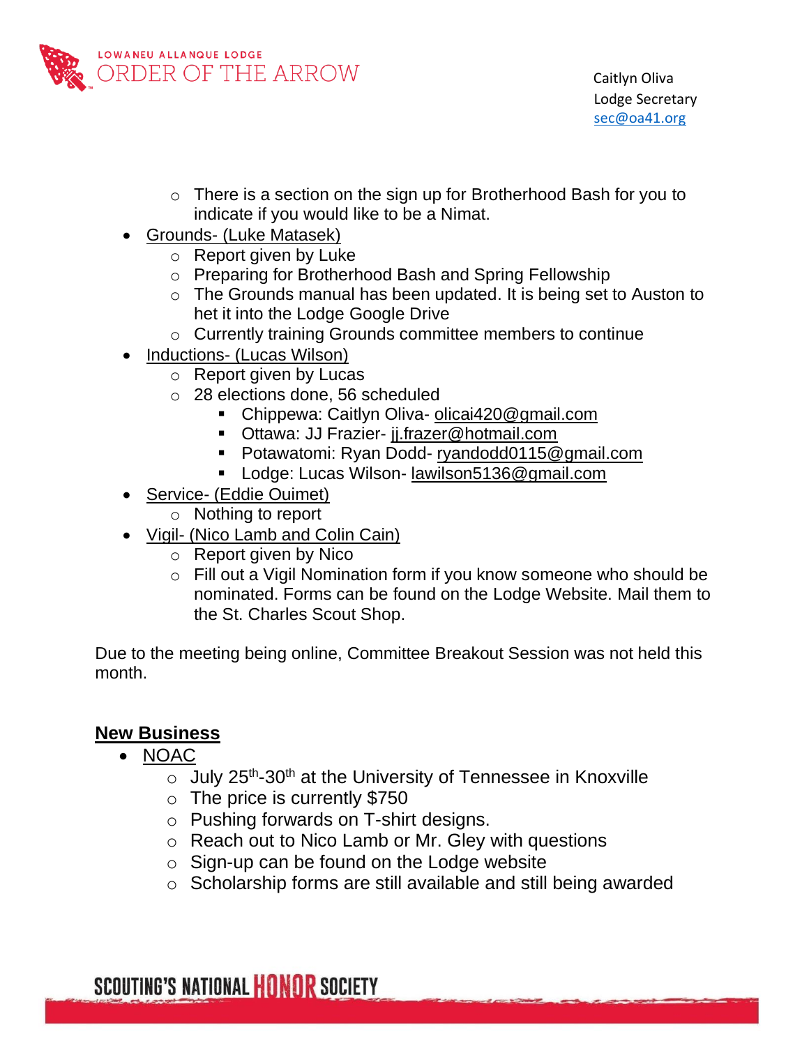- There is a section on the sign up for Brotherhood Bash for you to indicate if you would like to be a Nimat.

- Grounds- (Luke Matasek)
  - Report given by Luke
  - Preparing for Brotherhood Bash and Spring Fellowship
  - The Grounds manual has been updated. It is being set to Auston to het it into the Lodge Google Drive
  - Currently training Grounds committee members to continue
- Inductions- (Lucas Wilson)
  - Report given by Lucas
  - 28 elections done, 56 scheduled
    - Chippewa: Caitlyn Oliva- olicai420@gmail.com
    - Ottawa: JJ Frazier- jj.frazer@hotmail.com
    - Potawatomi: Ryan Dodd- ryandodd0115@gmail.com
    - Lodge: Lucas Wilson- lawilson5136@gmail.com
- Service- (Eddie Ouimet)
  - Nothing to report
- Vigil- (Nico Lamb and Colin Cain)
  - Report given by Nico
  - Fill out a Vigil Nomination form if you know someone who should be nominated. Forms can be found on the Lodge Website. Mail them to the St. Charles Scout Shop.

Due to the meeting being online, Committee Breakout Session was not held this month.

## New Business

- NOAC
  - July 25th-30th at the University of Tennessee in Knoxville
  - The price is currently $750
  - Pushing forwards on T-shirt designs.
  - Reach out to Nico Lamb or Mr. Gley with questions
  - Sign-up can be found on the Lodge website
  - Scholarship forms are still available and still being awarded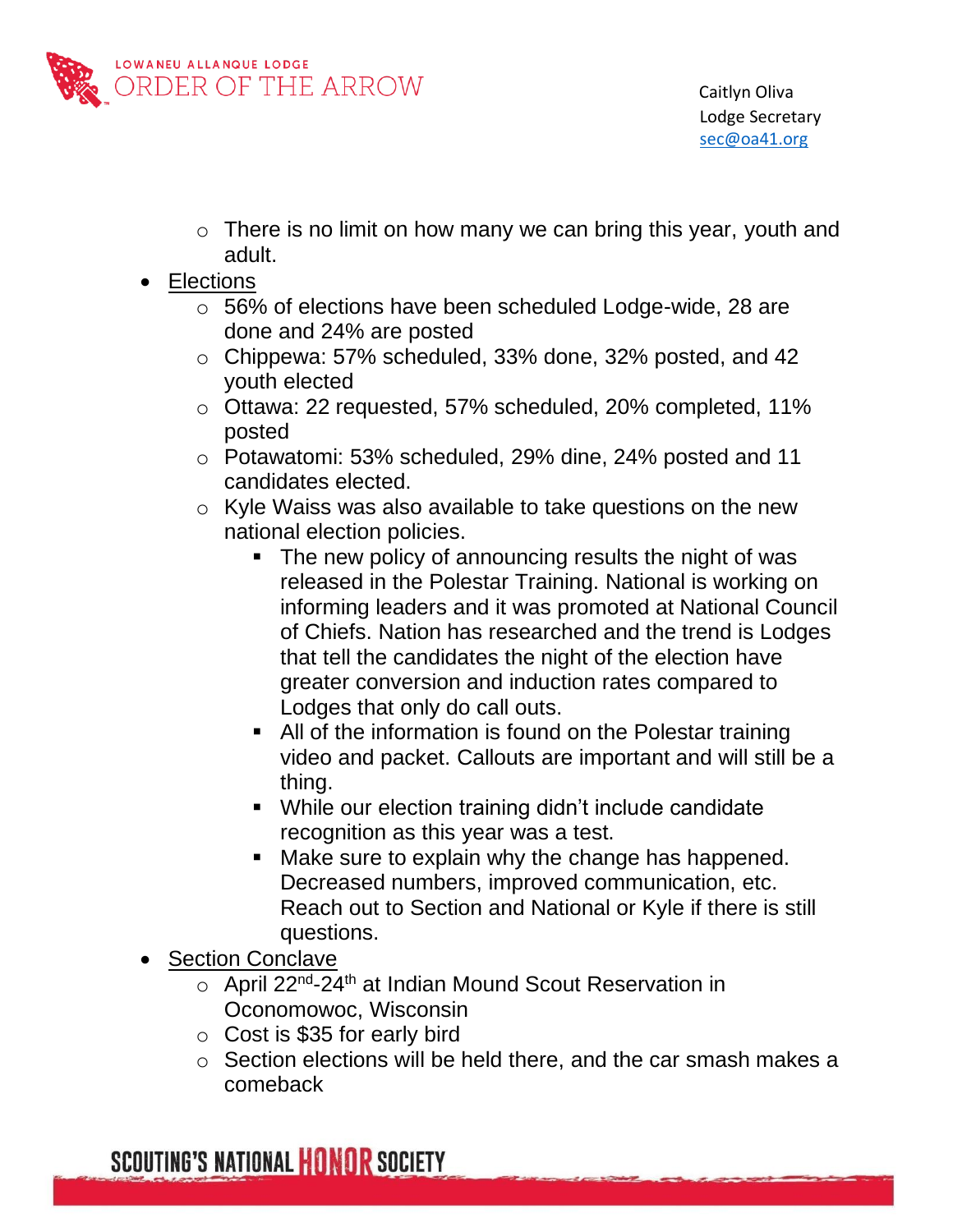- There is no limit on how many we can bring this year, youth and adult.
- <u>Elections</u>
    - 56% of elections have been scheduled Lodge-wide, 28 are done and 24% are posted
    - Chippewa: 57% scheduled, 33% done, 32% posted, and 42 youth elected
    - Ottawa: 22 requested, 57% scheduled, 20% completed, 11% posted
    - Potawatomi: 53% scheduled, 29% dine, 24% posted and 11 candidates elected.
    - Kyle Waiss was also available to take questions on the new national election policies.
        - The new policy of announcing results the night of was released in the Polestar Training. National is working on informing leaders and it was promoted at National Council of Chiefs. Nation has researched and the trend is Lodges that tell the candidates the night of the election have greater conversion and induction rates compared to Lodges that only do call outs.
        - All of the information is found on the Polestar training video and packet. Callouts are important and will still be a thing.
        - While our election training didn't include candidate recognition as this year was a test.
        - Make sure to explain why the change has happened. Decreased numbers, improved communication, etc. Reach out to Section and National or Kyle if there is still questions.
- <u>Section Conclave</u>
    - April 22nd-24th at Indian Mound Scout Reservation in Oconomowoc, Wisconsin
    - Cost is $35 for early bird
    - Section elections will be held there, and the car smash makes a comeback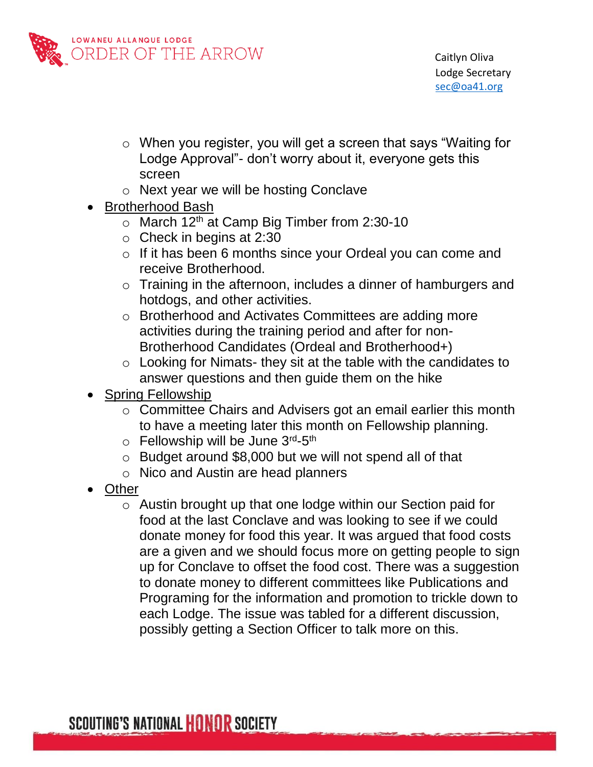- When you register, you will get a screen that says "Waiting for Lodge Approval"- don't worry about it, everyone gets this screen
  - Next year we will be hosting Conclave
- Brotherhood Bash
  - March 12th at Camp Big Timber from 2:30-10
  - Check in begins at 2:30
  - If it has been 6 months since your Ordeal you can come and receive Brotherhood.
  - Training in the afternoon, includes a dinner of hamburgers and hotdogs, and other activities.
  - Brotherhood and Activates Committees are adding more activities during the training period and after for non-Brotherhood Candidates (Ordeal and Brotherhood+)
  - Looking for Nimats- they sit at the table with the candidates to answer questions and then guide them on the hike
- Spring Fellowship
  - Committee Chairs and Advisers got an email earlier this month to have a meeting later this month on Fellowship planning.
  - Fellowship will be June 3rd-5th
  - Budget around $8,000 but we will not spend all of that
  - Nico and Austin are head planners
- Other
  - Austin brought up that one lodge within our Section paid for food at the last Conclave and was looking to see if we could donate money for food this year. It was argued that food costs are a given and we should focus more on getting people to sign up for Conclave to offset the food cost. There was a suggestion to donate money to different committees like Publications and Programing for the information and promotion to trickle down to each Lodge. The issue was tabled for a different discussion, possibly getting a Section Officer to talk more on this.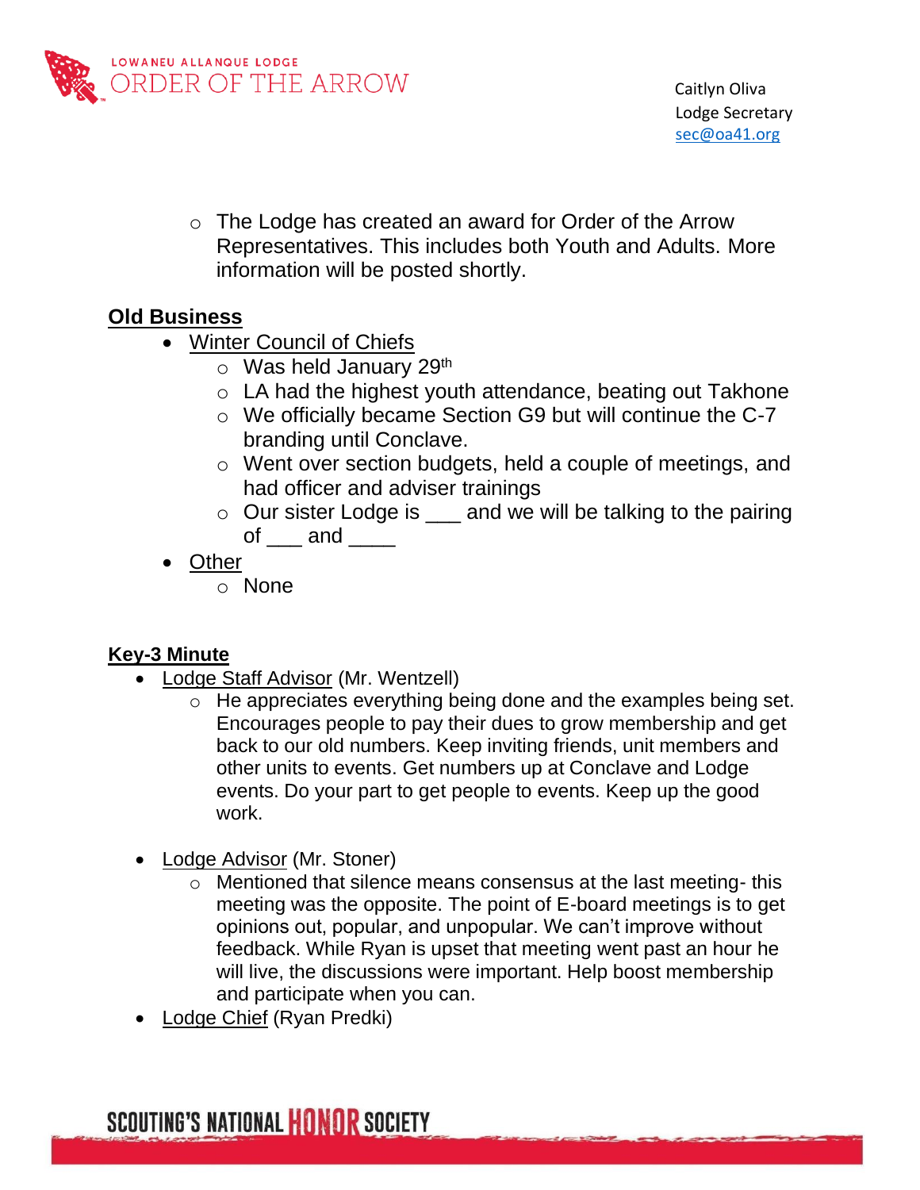- The Lodge has created an award for Order of the Arrow Representatives. This includes both Youth and Adults. More information will be posted shortly.

## Old Business

- Winter Council of Chiefs
  - Was held January 29th
  - LA had the highest youth attendance, beating out Takhone
  - We officially became Section G9 but will continue the C-7 branding until Conclave.
  - Went over section budgets, held a couple of meetings, and had officer and adviser trainings
  - Our sister Lodge is ___ and we will be talking to the pairing of ___ and ____
- Other
  - None

## Key-3 Minute

- Lodge Staff Advisor (Mr. Wentzell)
  - He appreciates everything being done and the examples being set. Encourages people to pay their dues to grow membership and get back to our old numbers. Keep inviting friends, unit members and other units to events. Get numbers up at Conclave and Lodge events. Do your part to get people to events. Keep up the good work.
- Lodge Advisor (Mr. Stoner)
  - Mentioned that silence means consensus at the last meeting- this meeting was the opposite. The point of E-board meetings is to get opinions out, popular, and unpopular. We can't improve without feedback. While Ryan is upset that meeting went past an hour he will live, the discussions were important. Help boost membership and participate when you can.
- Lodge Chief (Ryan Predki)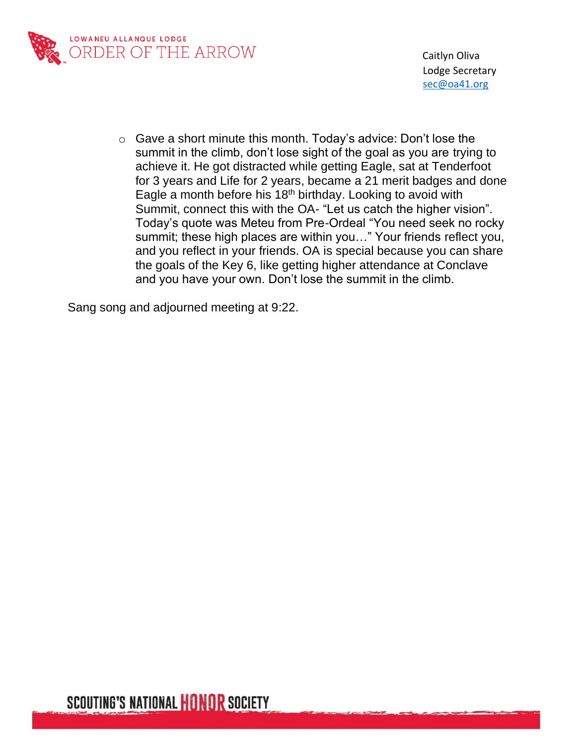- Gave a short minute this month. Today's advice: Don't lose the summit in the climb, don't lose sight of the goal as you are trying to achieve it. He got distracted while getting Eagle, sat at Tenderfoot for 3 years and Life for 2 years, became a 21 merit badges and done Eagle a month before his 18th birthday. Looking to avoid with Summit, connect this with the OA- "Let us catch the higher vision". Today's quote was Meteu from Pre-Ordeal "You need seek no rocky summit; these high places are within you…" Your friends reflect you, and you reflect in your friends. OA is special because you can share the goals of the Key 6, like getting higher attendance at Conclave and you have your own. Don't lose the summit in the climb.

Sang song and adjourned meeting at 9:22.